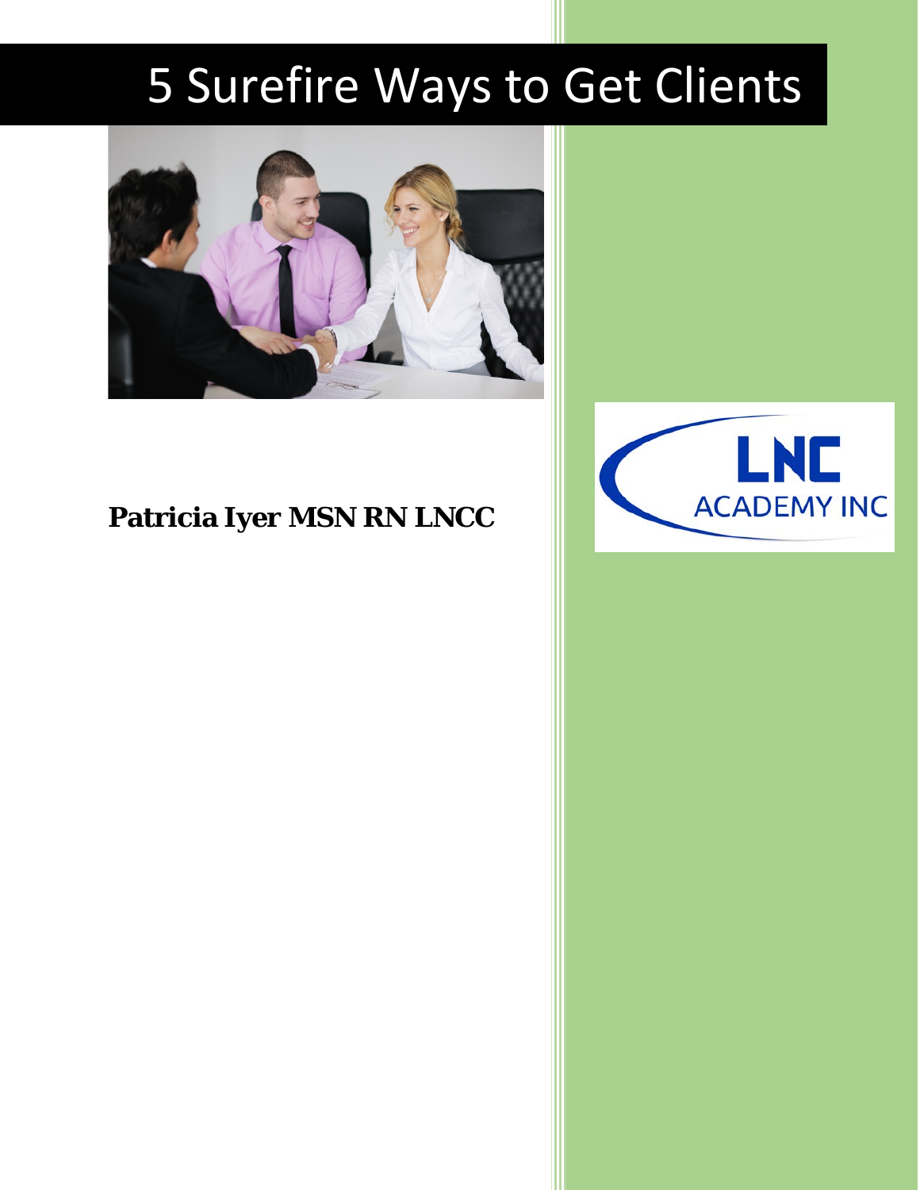# 5 Surefire Ways to Get Clients

**Patricia Iyer MSN RN LNCC**

LNC ACADEMY INC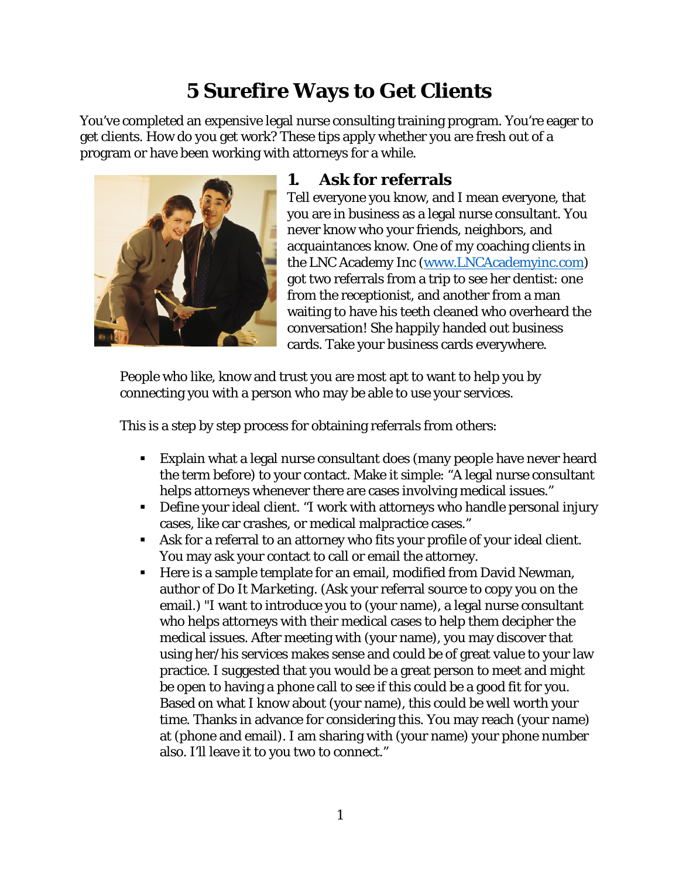# 5 Surefire Ways to Get Clients

You've completed an expensive legal nurse consulting training program. You're eager to get clients. How do you get work? These tips apply whether you are fresh out of a program or have been working with attorneys for a while.

## 1. Ask for referrals

Tell everyone you know, and I mean everyone, that you are in business as a legal nurse consultant. You never know who your friends, neighbors, and acquaintances know. One of my coaching clients in the LNC Academy Inc (www.LNCAcademyinc.com) got two referrals from a trip to see her dentist: one from the receptionist, and another from a man waiting to have his teeth cleaned who overheard the conversation! She happily handed out business cards. Take your business cards everywhere.

People who like, know and trust you are most apt to want to help you by connecting you with a person who may be able to use your services.

This is a step by step process for obtaining referrals from others:

- Explain what a legal nurse consultant does (many people have never heard the term before) to your contact. Make it simple: "A legal nurse consultant helps attorneys whenever there are cases involving medical issues."
- Define your ideal client. "I work with attorneys who handle personal injury cases, like car crashes, or medical malpractice cases."
- Ask for a referral to an attorney who fits your profile of your ideal client. You may ask your contact to call or email the attorney.
- Here is a sample template for an email, modified from David Newman, author of *Do It Marketing*. (Ask your referral source to copy you on the email.) "I want to introduce you to (your name), a legal nurse consultant who helps attorneys with their medical cases to help them decipher the medical issues. After meeting with (your name), you may discover that using her/his services makes sense and could be of great value to your law practice. I suggested that you would be a great person to meet and might be open to having a phone call to see if this could be a good fit for you. Based on what I know about (your name), this could be well worth your time. Thanks in advance for considering this. You may reach (your name) at (phone and email). I am sharing with (your name) your phone number also. I'll leave it to you two to connect."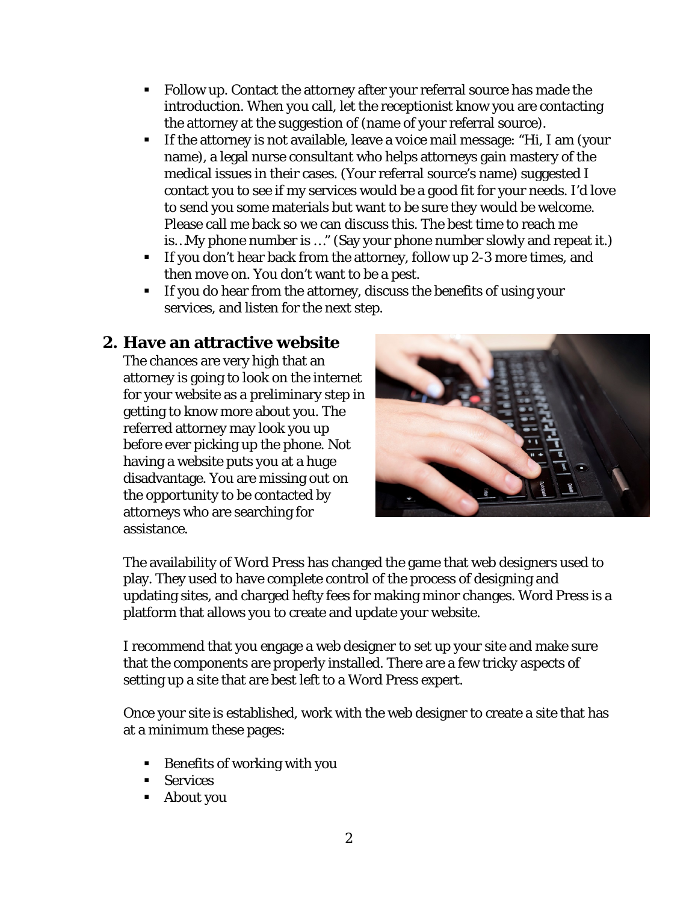- Follow up. Contact the attorney after your referral source has made the introduction. When you call, let the receptionist know you are contacting the attorney at the suggestion of (name of your referral source).
- If the attorney is not available, leave a voice mail message: "Hi, I am (your name), a legal nurse consultant who helps attorneys gain mastery of the medical issues in their cases. (Your referral source's name) suggested I contact you to see if my services would be a good fit for your needs. I'd love to send you some materials but want to be sure they would be welcome. Please call me back so we can discuss this. The best time to reach me is…My phone number is …" (Say your phone number slowly and repeat it.)
- If you don't hear back from the attorney, follow up 2-3 more times, and then move on. You don't want to be a pest.
- If you do hear from the attorney, discuss the benefits of using your services, and listen for the next step.

## 2. Have an attractive website

The chances are very high that an attorney is going to look on the internet for your website as a preliminary step in getting to know more about you. The referred attorney may look you up before ever picking up the phone. Not having a website puts you at a huge disadvantage. You are missing out on the opportunity to be contacted by attorneys who are searching for assistance.

The availability of Word Press has changed the game that web designers used to play. They used to have complete control of the process of designing and updating sites, and charged hefty fees for making minor changes. Word Press is a platform that allows you to create and update your website.

I recommend that you engage a web designer to set up your site and make sure that the components are properly installed. There are a few tricky aspects of setting up a site that are best left to a Word Press expert.

Once your site is established, work with the web designer to create a site that has at a minimum these pages:

- Benefits of working with you
- Services
- About you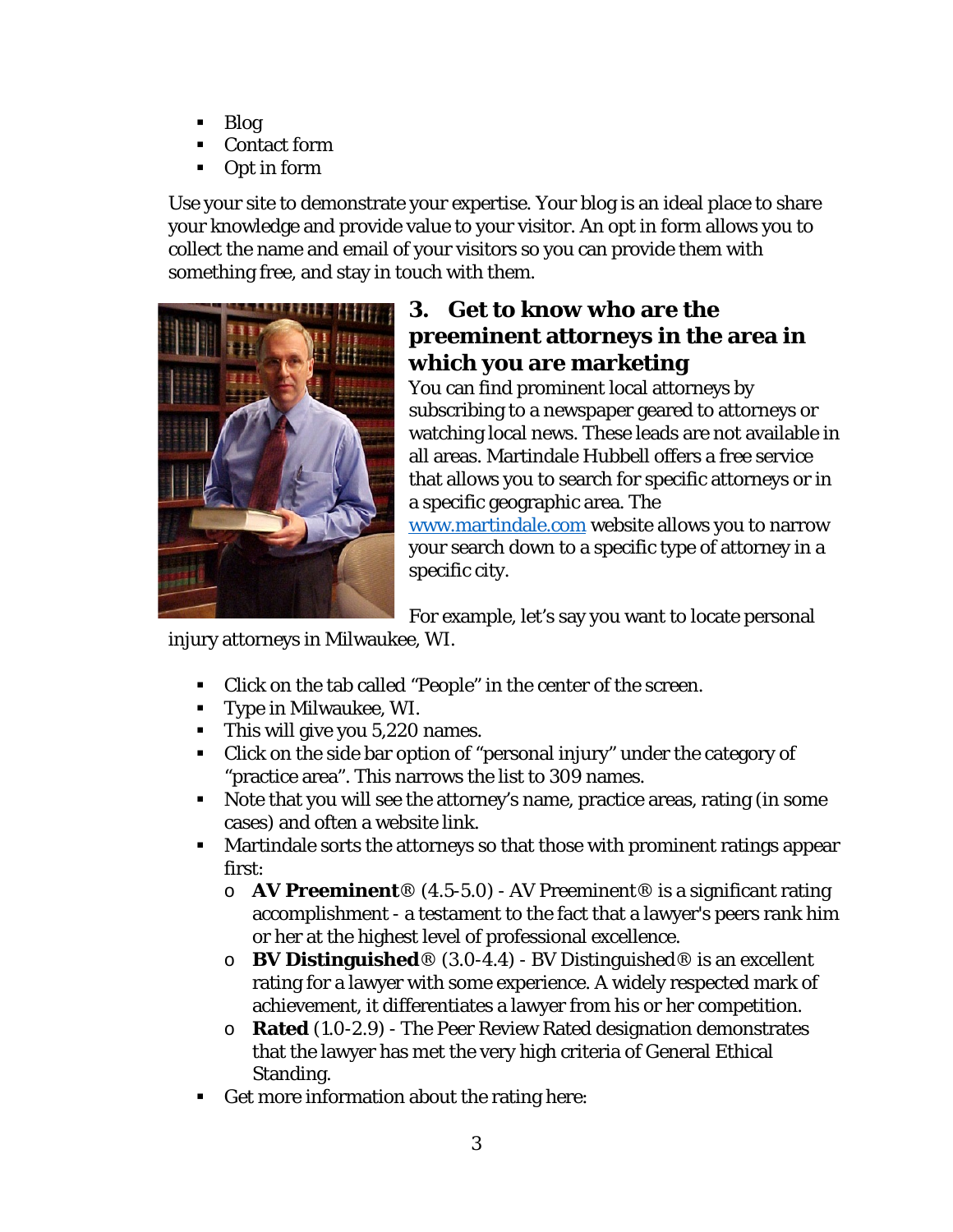- Blog
- Contact form
- Opt in form

Use your site to demonstrate your expertise. Your blog is an ideal place to share your knowledge and provide value to your visitor. An opt in form allows you to collect the name and email of your visitors so you can provide them with something free, and stay in touch with them.

### 3. Get to know who are the preeminent attorneys in the area in which you are marketing

You can find prominent local attorneys by subscribing to a newspaper geared to attorneys or watching local news. These leads are not available in all areas. Martindale Hubbell offers a free service that allows you to search for specific attorneys or in a specific geographic area. The [www.martindale.com](http://www.martindale.com) website allows you to narrow your search down to a specific type of attorney in a specific city.

For example, let's say you want to locate personal injury attorneys in Milwaukee, WI.

- Click on the tab called "People" in the center of the screen.
- Type in Milwaukee, WI.
- This will give you 5,220 names.
- Click on the side bar option of "personal injury" under the category of "practice area". This narrows the list to 309 names.
- Note that you will see the attorney's name, practice areas, rating (in some cases) and often a website link.
- Martindale sorts the attorneys so that those with prominent ratings appear first:
  - **AV Preeminent**® (4.5-5.0) - AV Preeminent® is a significant rating accomplishment - a testament to the fact that a lawyer's peers rank him or her at the highest level of professional excellence.
  - **BV Distinguished**® (3.0-4.4) - BV Distinguished® is an excellent rating for a lawyer with some experience. A widely respected mark of achievement, it differentiates a lawyer from his or her competition.
  - **Rated** (1.0-2.9) - The Peer Review Rated designation demonstrates that the lawyer has met the very high criteria of General Ethical Standing.
- Get more information about the rating here: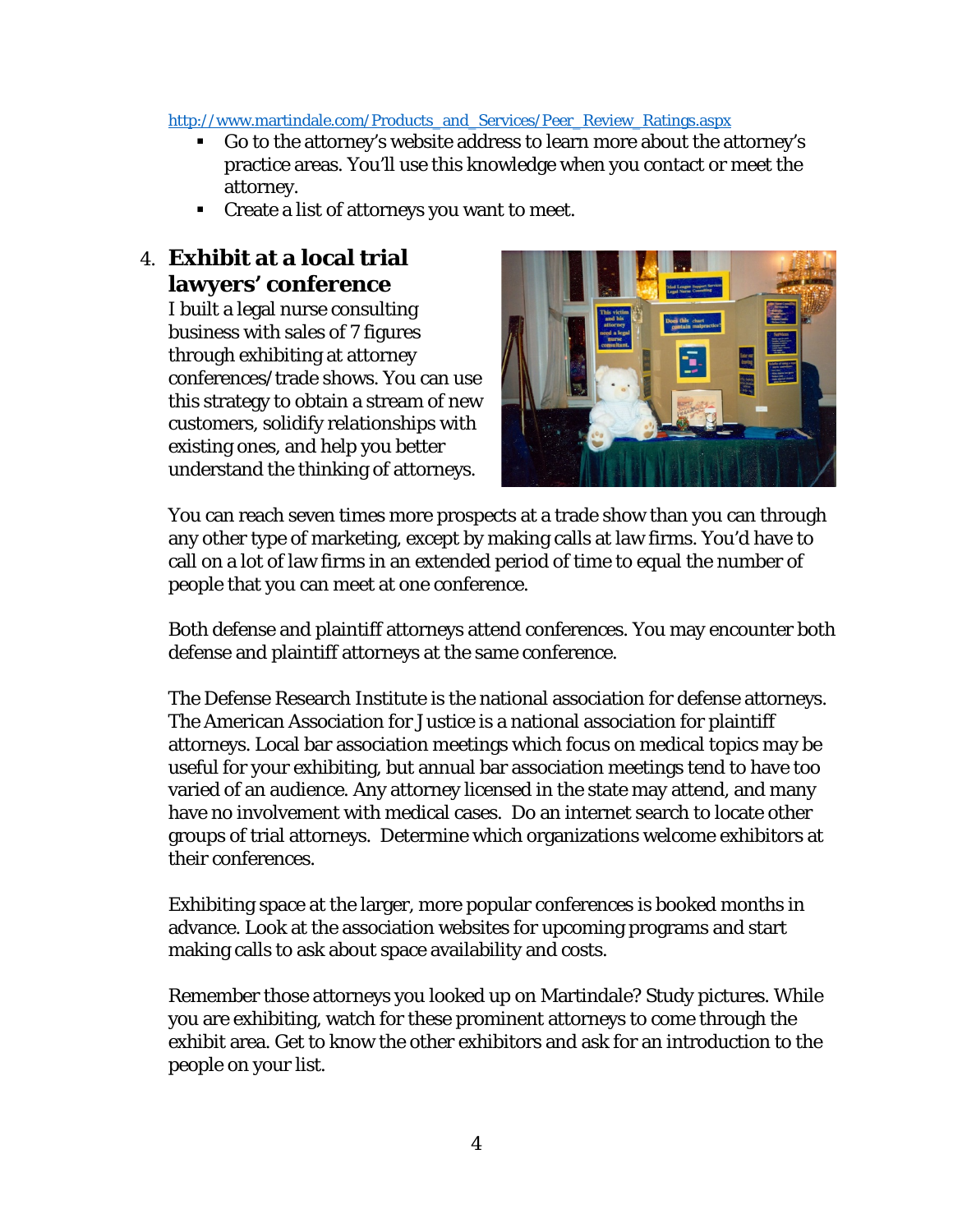http://www.martindale.com/Products_and_Services/Peer_Review_Ratings.aspx

- Go to the attorney's website address to learn more about the attorney's practice areas. You'll use this knowledge when you contact or meet the attorney.
- Create a list of attorneys you want to meet.

4. **Exhibit at a local trial lawyers' conference**

I built a legal nurse consulting business with sales of 7 figures through exhibiting at attorney conferences/trade shows. You can use this strategy to obtain a stream of new customers, solidify relationships with existing ones, and help you better understand the thinking of attorneys.

You can reach seven times more prospects at a trade show than you can through any other type of marketing, except by making calls at law firms. You'd have to call on a lot of law firms in an extended period of time to equal the number of people that you can meet at one conference.

Both defense and plaintiff attorneys attend conferences. You may encounter both defense and plaintiff attorneys at the same conference.

The Defense Research Institute is the national association for defense attorneys. The American Association for Justice is a national association for plaintiff attorneys. Local bar association meetings which focus on medical topics may be useful for your exhibiting, but annual bar association meetings tend to have too varied of an audience. Any attorney licensed in the state may attend, and many have no involvement with medical cases. Do an internet search to locate other groups of trial attorneys. Determine which organizations welcome exhibitors at their conferences.

Exhibiting space at the larger, more popular conferences is booked months in advance. Look at the association websites for upcoming programs and start making calls to ask about space availability and costs.

Remember those attorneys you looked up on Martindale? Study pictures. While you are exhibiting, watch for these prominent attorneys to come through the exhibit area. Get to know the other exhibitors and ask for an introduction to the people on your list.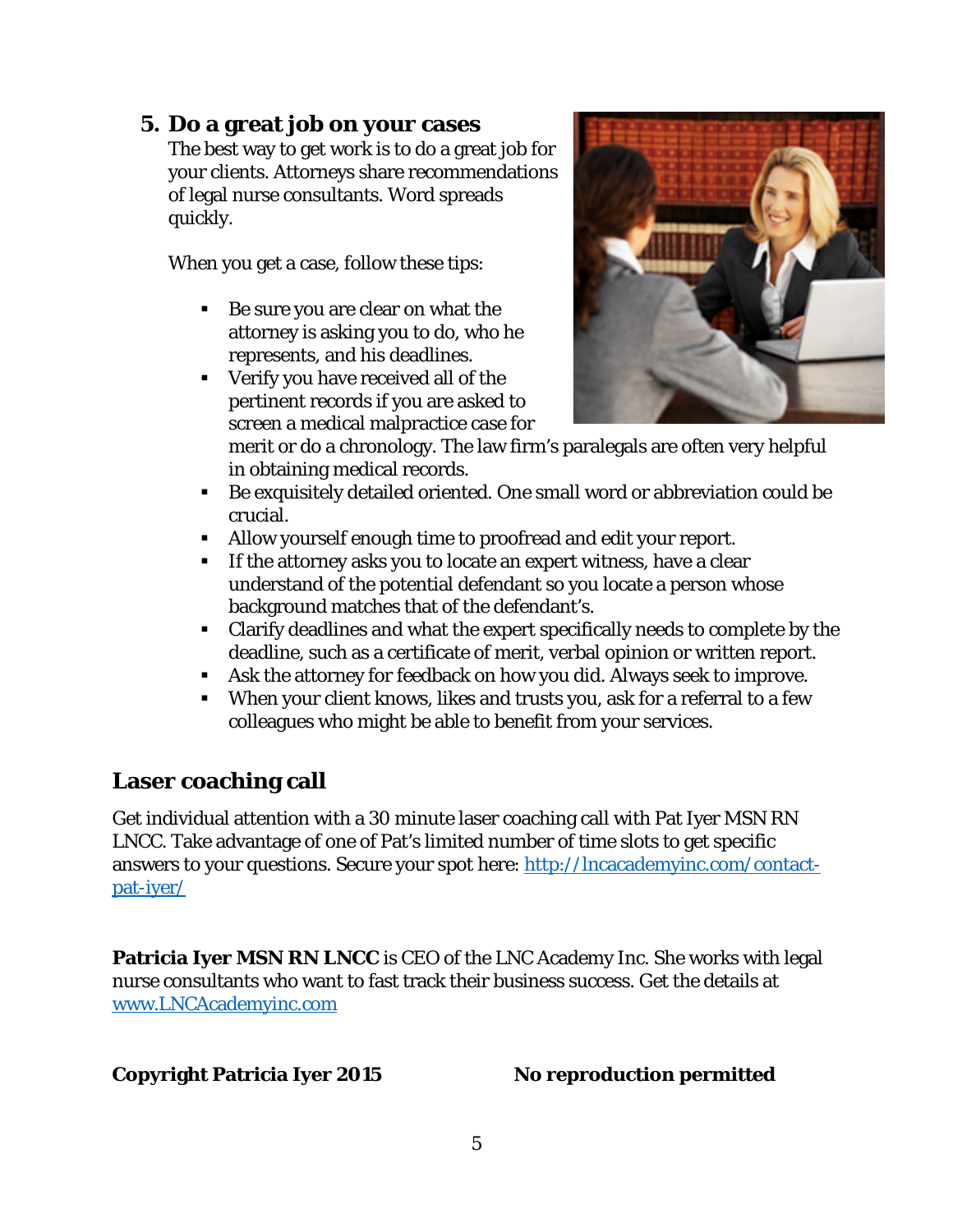## 5. Do a great job on your cases

The best way to get work is to do a great job for your clients. Attorneys share recommendations of legal nurse consultants. Word spreads quickly.

When you get a case, follow these tips:

- Be sure you are clear on what the attorney is asking you to do, who he represents, and his deadlines.
- Verify you have received all of the pertinent records if you are asked to screen a medical malpractice case for merit or do a chronology. The law firm's paralegals are often very helpful in obtaining medical records.
- Be exquisitely detailed oriented. One small word or abbreviation could be crucial.
- Allow yourself enough time to proofread and edit your report.
- If the attorney asks you to locate an expert witness, have a clear understand of the potential defendant so you locate a person whose background matches that of the defendant's.
- Clarify deadlines and what the expert specifically needs to complete by the deadline, such as a certificate of merit, verbal opinion or written report.
- Ask the attorney for feedback on how you did. Always seek to improve.
- When your client knows, likes and trusts you, ask for a referral to a few colleagues who might be able to benefit from your services.

## Laser coaching call

Get individual attention with a 30 minute laser coaching call with Pat Iyer MSN RN LNCC. Take advantage of one of Pat's limited number of time slots to get specific answers to your questions. Secure your spot here: http://lncacademyinc.com/contact-pat-iyer/

**Patricia Iyer MSN RN LNCC** is CEO of the LNC Academy Inc. She works with legal nurse consultants who want to fast track their business success. Get the details at www.LNCAcademyinc.com

**Copyright Patricia Iyer 2015** **No reproduction permitted**